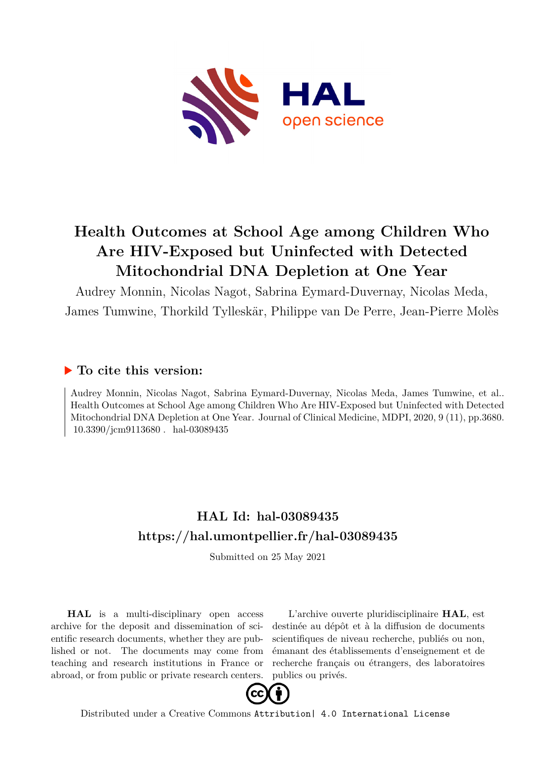# Health Outcomes at School Age among Children Who Are HIV-Exposed but Uninfected with Detected Mitochondrial DNA Depletion at One Year

Audrey Monnin, Nicolas Nagot, Sabrina Eymard-Duvernay, Nicolas Meda, James Tumwine, Thorkild Tylleskär, Philippe van De Perre, Jean-Pierre Molès

## ▶ To cite this version:

Audrey Monnin, Nicolas Nagot, Sabrina Eymard-Duvernay, Nicolas Meda, James Tumwine, et al.. Health Outcomes at School Age among Children Who Are HIV-Exposed but Uninfected with Detected Mitochondrial DNA Depletion at One Year. Journal of Clinical Medicine, MDPI, 2020, 9 (11), pp.3680. 10.3390/jcm9113680 . hal-03089435

## HAL Id: hal-03089435
## https://hal.umontpellier.fr/hal-03089435

Submitted on 25 May 2021

**HAL** is a multi-disciplinary open access archive for the deposit and dissemination of scientific research documents, whether they are published or not. The documents may come from teaching and research institutions in France or abroad, or from public or private research centers.

L'archive ouverte pluridisciplinaire **HAL**, est destinée au dépôt et à la diffusion de documents scientifiques de niveau recherche, publiés ou non, émanant des établissements d'enseignement et de recherche français ou étrangers, des laboratoires publics ou privés.

Distributed under a Creative Commons Attribution| 4.0 International License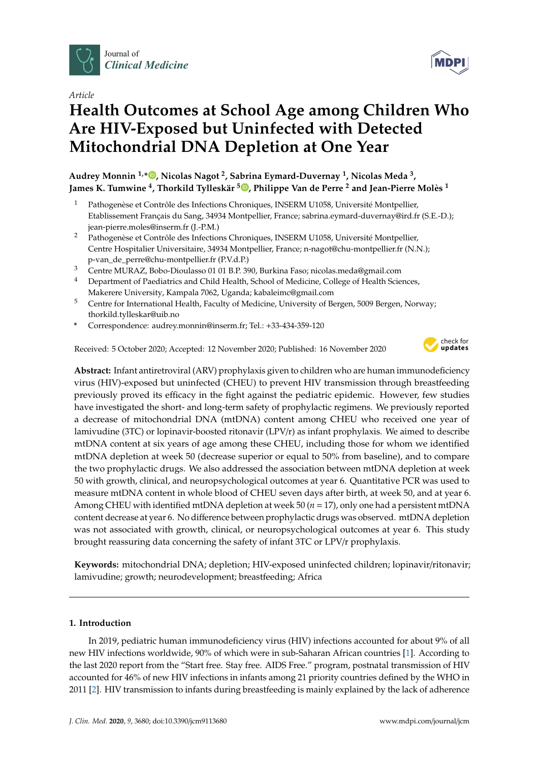Article

# Health Outcomes at School Age among Children Who Are HIV-Exposed but Uninfected with Detected Mitochondrial DNA Depletion at One Year

**Audrey Monnin [1,*], Nicolas Nagot [2], Sabrina Eymard-Duvernay [1], Nicolas Meda [3], James K. Tumwine [4], Thorkild Tylleskär [5], Philippe Van de Perre [2] and Jean-Pierre Molès [1]**

1. Pathogenèse et Contrôle des Infections Chroniques, INSERM U1058, Université Montpellier, Etablissement Français du Sang, 34934 Montpellier, France; sabrina.eymard-duvernay@ird.fr (S.E.-D.); jean-pierre.moles@inserm.fr (J.-P.M.)
2. Pathogenèse et Contrôle des Infections Chroniques, INSERM U1058, Université Montpellier, Centre Hospitalier Universitaire, 34934 Montpellier, France; n-nagot@chu-montpellier.fr (N.N.); p-van_de_perre@chu-montpellier.fr (P.V.d.P.)
3. Centre MURAZ, Bobo-Dioulasso 01 01 B.P. 390, Burkina Faso; nicolas.meda@gmail.com
4. Department of Paediatrics and Child Health, School of Medicine, College of Health Sciences, Makerere University, Kampala 7062, Uganda; kabaleimc@gmail.com
5. Centre for International Health, Faculty of Medicine, University of Bergen, 5009 Bergen, Norway; thorkild.tylleskar@uib.no

\* Correspondence: audrey.monnin@inserm.fr; Tel.: +33-434-359-120

Received: 5 October 2020; Accepted: 12 November 2020; Published: 16 November 2020

**Abstract:** Infant antiretroviral (ARV) prophylaxis given to children who are human immunodeficiency virus (HIV)-exposed but uninfected (CHEU) to prevent HIV transmission through breastfeeding previously proved its efficacy in the fight against the pediatric epidemic. However, few studies have investigated the short- and long-term safety of prophylactic regimens. We previously reported a decrease of mitochondrial DNA (mtDNA) content among CHEU who received one year of lamivudine (3TC) or lopinavir-boosted ritonavir (LPV/r) as infant prophylaxis. We aimed to describe mtDNA content at six years of age among these CHEU, including those for whom we identified mtDNA depletion at week 50 (decrease superior or equal to 50% from baseline), and to compare the two prophylactic drugs. We also addressed the association between mtDNA depletion at week 50 with growth, clinical, and neuropsychological outcomes at year 6. Quantitative PCR was used to measure mtDNA content in whole blood of CHEU seven days after birth, at week 50, and at year 6. Among CHEU with identified mtDNA depletion at week 50 ($n = 17$), only one had a persistent mtDNA content decrease at year 6. No difference between prophylactic drugs was observed. mtDNA depletion was not associated with growth, clinical, or neuropsychological outcomes at year 6. This study brought reassuring data concerning the safety of infant 3TC or LPV/r prophylaxis.

**Keywords:** mitochondrial DNA; depletion; HIV-exposed uninfected children; lopinavir/ritonavir; lamivudine; growth; neurodevelopment; breastfeeding; Africa

## 1. Introduction

In 2019, pediatric human immunodeficiency virus (HIV) infections accounted for about 9% of all new HIV infections worldwide, 90% of which were in sub-Saharan African countries [1]. According to the last 2020 report from the "Start free. Stay free. AIDS Free." program, postnatal transmission of HIV accounted for 46% of new HIV infections in infants among 21 priority countries defined by the WHO in 2011 [2]. HIV transmission to infants during breastfeeding is mainly explained by the lack of adherence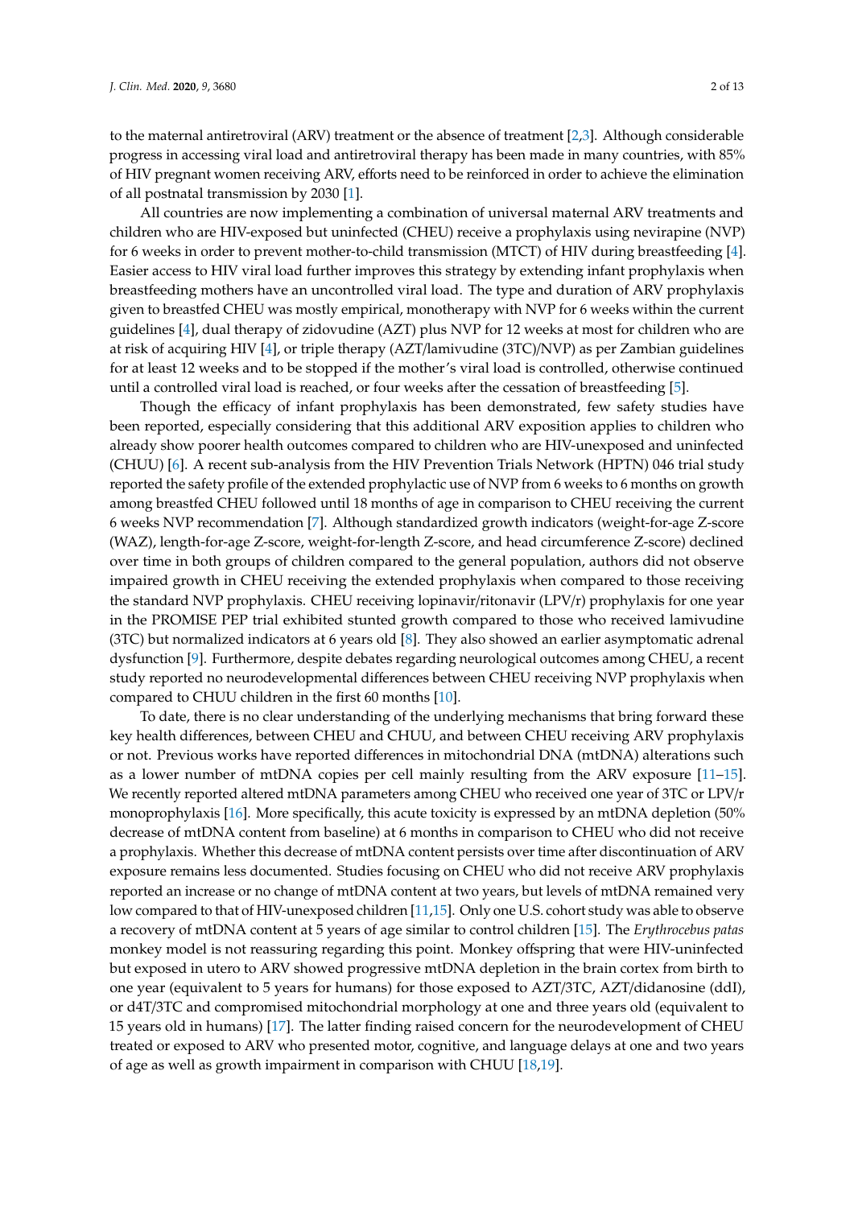to the maternal antiretroviral (ARV) treatment or the absence of treatment [2,3]. Although considerable progress in accessing viral load and antiretroviral therapy has been made in many countries, with 85% of HIV pregnant women receiving ARV, efforts need to be reinforced in order to achieve the elimination of all postnatal transmission by 2030 [1].

All countries are now implementing a combination of universal maternal ARV treatments and children who are HIV-exposed but uninfected (CHEU) receive a prophylaxis using nevirapine (NVP) for 6 weeks in order to prevent mother-to-child transmission (MTCT) of HIV during breastfeeding [4]. Easier access to HIV viral load further improves this strategy by extending infant prophylaxis when breastfeeding mothers have an uncontrolled viral load. The type and duration of ARV prophylaxis given to breastfed CHEU was mostly empirical, monotherapy with NVP for 6 weeks within the current guidelines [4], dual therapy of zidovudine (AZT) plus NVP for 12 weeks at most for children who are at risk of acquiring HIV [4], or triple therapy (AZT/lamivudine (3TC)/NVP) as per Zambian guidelines for at least 12 weeks and to be stopped if the mother's viral load is controlled, otherwise continued until a controlled viral load is reached, or four weeks after the cessation of breastfeeding [5].

Though the efficacy of infant prophylaxis has been demonstrated, few safety studies have been reported, especially considering that this additional ARV exposition applies to children who already show poorer health outcomes compared to children who are HIV-unexposed and uninfected (CHUU) [6]. A recent sub-analysis from the HIV Prevention Trials Network (HPTN) 046 trial study reported the safety profile of the extended prophylactic use of NVP from 6 weeks to 6 months on growth among breastfed CHEU followed until 18 months of age in comparison to CHEU receiving the current 6 weeks NVP recommendation [7]. Although standardized growth indicators (weight-for-age Z-score (WAZ), length-for-age Z-score, weight-for-length Z-score, and head circumference Z-score) declined over time in both groups of children compared to the general population, authors did not observe impaired growth in CHEU receiving the extended prophylaxis when compared to those receiving the standard NVP prophylaxis. CHEU receiving lopinavir/ritonavir (LPV/r) prophylaxis for one year in the PROMISE PEP trial exhibited stunted growth compared to those who received lamivudine (3TC) but normalized indicators at 6 years old [8]. They also showed an earlier asymptomatic adrenal dysfunction [9]. Furthermore, despite debates regarding neurological outcomes among CHEU, a recent study reported no neurodevelopmental differences between CHEU receiving NVP prophylaxis when compared to CHUU children in the first 60 months [10].

To date, there is no clear understanding of the underlying mechanisms that bring forward these key health differences, between CHEU and CHUU, and between CHEU receiving ARV prophylaxis or not. Previous works have reported differences in mitochondrial DNA (mtDNA) alterations such as a lower number of mtDNA copies per cell mainly resulting from the ARV exposure [11–15]. We recently reported altered mtDNA parameters among CHEU who received one year of 3TC or LPV/r monoprophylaxis [16]. More specifically, this acute toxicity is expressed by an mtDNA depletion (50% decrease of mtDNA content from baseline) at 6 months in comparison to CHEU who did not receive a prophylaxis. Whether this decrease of mtDNA content persists over time after discontinuation of ARV exposure remains less documented. Studies focusing on CHEU who did not receive ARV prophylaxis reported an increase or no change of mtDNA content at two years, but levels of mtDNA remained very low compared to that of HIV-unexposed children [11,15]. Only one U.S. cohort study was able to observe a recovery of mtDNA content at 5 years of age similar to control children [15]. The *Erythrocebus patas* monkey model is not reassuring regarding this point. Monkey offspring that were HIV-uninfected but exposed in utero to ARV showed progressive mtDNA depletion in the brain cortex from birth to one year (equivalent to 5 years for humans) for those exposed to AZT/3TC, AZT/didanosine (ddI), or d4T/3TC and compromised mitochondrial morphology at one and three years old (equivalent to 15 years old in humans) [17]. The latter finding raised concern for the neurodevelopment of CHEU treated or exposed to ARV who presented motor, cognitive, and language delays at one and two years of age as well as growth impairment in comparison with CHUU [18,19].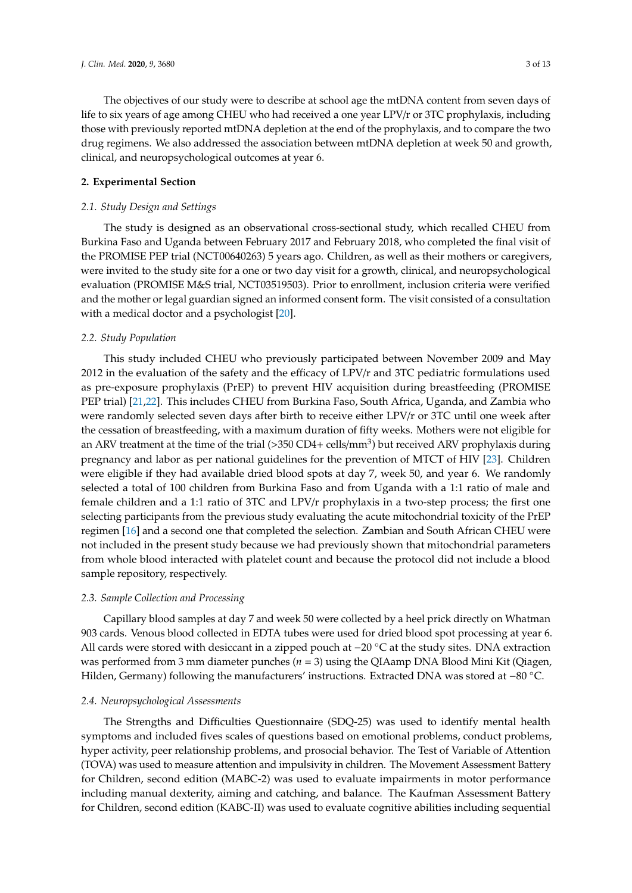The objectives of our study were to describe at school age the mtDNA content from seven days of life to six years of age among CHEU who had received a one year LPV/r or 3TC prophylaxis, including those with previously reported mtDNA depletion at the end of the prophylaxis, and to compare the two drug regimens. We also addressed the association between mtDNA depletion at week 50 and growth, clinical, and neuropsychological outcomes at year 6.

## 2. Experimental Section

### *2.1. Study Design and Settings*

The study is designed as an observational cross-sectional study, which recalled CHEU from Burkina Faso and Uganda between February 2017 and February 2018, who completed the final visit of the PROMISE PEP trial (NCT00640263) 5 years ago. Children, as well as their mothers or caregivers, were invited to the study site for a one or two day visit for a growth, clinical, and neuropsychological evaluation (PROMISE M&S trial, NCT03519503). Prior to enrollment, inclusion criteria were verified and the mother or legal guardian signed an informed consent form. The visit consisted of a consultation with a medical doctor and a psychologist [20].

### *2.2. Study Population*

This study included CHEU who previously participated between November 2009 and May 2012 in the evaluation of the safety and the efficacy of LPV/r and 3TC pediatric formulations used as pre-exposure prophylaxis (PrEP) to prevent HIV acquisition during breastfeeding (PROMISE PEP trial) [21,22]. This includes CHEU from Burkina Faso, South Africa, Uganda, and Zambia who were randomly selected seven days after birth to receive either LPV/r or 3TC until one week after the cessation of breastfeeding, with a maximum duration of fifty weeks. Mothers were not eligible for an ARV treatment at the time of the trial (>350 CD4+ cells/mm$^3$) but received ARV prophylaxis during pregnancy and labor as per national guidelines for the prevention of MTCT of HIV [23]. Children were eligible if they had available dried blood spots at day 7, week 50, and year 6. We randomly selected a total of 100 children from Burkina Faso and from Uganda with a 1:1 ratio of male and female children and a 1:1 ratio of 3TC and LPV/r prophylaxis in a two-step process; the first one selecting participants from the previous study evaluating the acute mitochondrial toxicity of the PrEP regimen [16] and a second one that completed the selection. Zambian and South African CHEU were not included in the present study because we had previously shown that mitochondrial parameters from whole blood interacted with platelet count and because the protocol did not include a blood sample repository, respectively.

### *2.3. Sample Collection and Processing*

Capillary blood samples at day 7 and week 50 were collected by a heel prick directly on Whatman 903 cards. Venous blood collected in EDTA tubes were used for dried blood spot processing at year 6. All cards were stored with desiccant in a zipped pouch at −20 °C at the study sites. DNA extraction was performed from 3 mm diameter punches ($n$ = 3) using the QIAamp DNA Blood Mini Kit (Qiagen, Hilden, Germany) following the manufacturers' instructions. Extracted DNA was stored at −80 °C.

### *2.4. Neuropsychological Assessments*

The Strengths and Difficulties Questionnaire (SDQ-25) was used to identify mental health symptoms and included fives scales of questions based on emotional problems, conduct problems, hyper activity, peer relationship problems, and prosocial behavior. The Test of Variable of Attention (TOVA) was used to measure attention and impulsivity in children. The Movement Assessment Battery for Children, second edition (MABC-2) was used to evaluate impairments in motor performance including manual dexterity, aiming and catching, and balance. The Kaufman Assessment Battery for Children, second edition (KABC-II) was used to evaluate cognitive abilities including sequential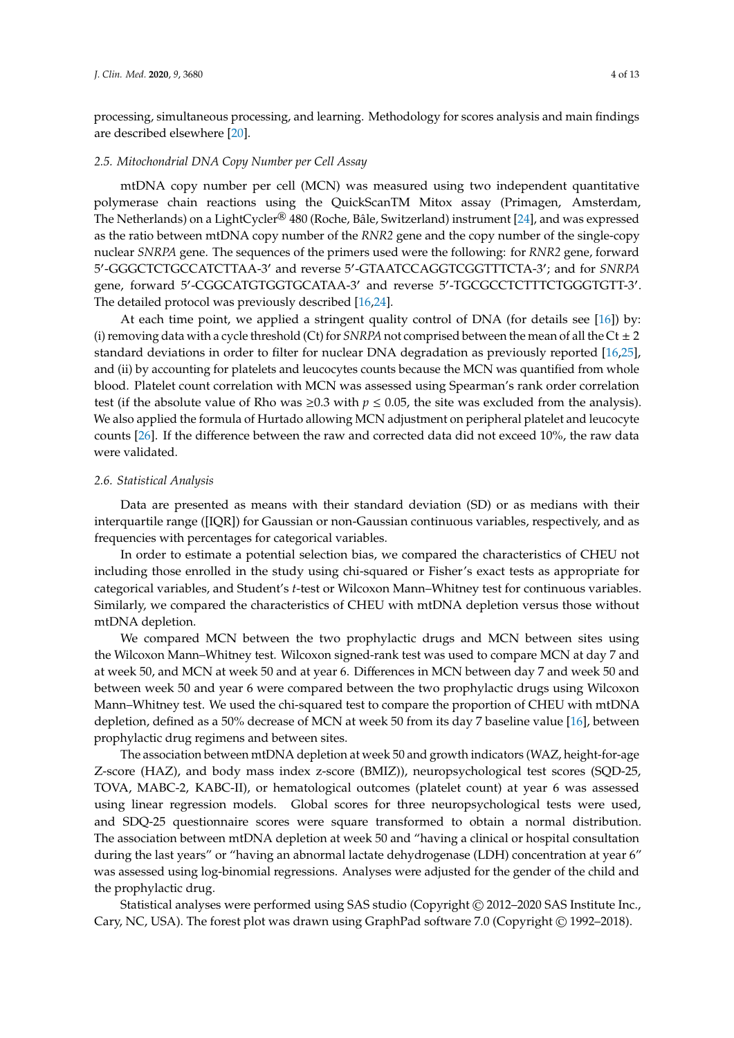processing, simultaneous processing, and learning. Methodology for scores analysis and main findings are described elsewhere [20].

### 2.5. Mitochondrial DNA Copy Number per Cell Assay

mtDNA copy number per cell (MCN) was measured using two independent quantitative polymerase chain reactions using the QuickScanTM Mitox assay (Primagen, Amsterdam, The Netherlands) on a LightCycler® 480 (Roche, Bâle, Switzerland) instrument [24], and was expressed as the ratio between mtDNA copy number of the *RNR2* gene and the copy number of the single-copy nuclear *SNRPA* gene. The sequences of the primers used were the following: for *RNR2* gene, forward 5′-GGGCTCTGCCATCTTAA-3′ and reverse 5′-GTAATCCAGGTCGGTTTCTA-3′; and for *SNRPA* gene, forward 5′-CGGCATGTGGTGCATAA-3′ and reverse 5′-TGCGCCTCTTTCTGGGTGTT-3′. The detailed protocol was previously described [16,24].

At each time point, we applied a stringent quality control of DNA (for details see [16]) by: (i) removing data with a cycle threshold (Ct) for *SNRPA* not comprised between the mean of all the Ct ± 2 standard deviations in order to filter for nuclear DNA degradation as previously reported [16,25], and (ii) by accounting for platelets and leucocytes counts because the MCN was quantified from whole blood. Platelet count correlation with MCN was assessed using Spearman's rank order correlation test (if the absolute value of Rho was $\geq 0.3$ with $p \leq 0.05$, the site was excluded from the analysis). We also applied the formula of Hurtado allowing MCN adjustment on peripheral platelet and leucocyte counts [26]. If the difference between the raw and corrected data did not exceed 10%, the raw data were validated.

### 2.6. Statistical Analysis

Data are presented as means with their standard deviation (SD) or as medians with their interquartile range ([IQR]) for Gaussian or non-Gaussian continuous variables, respectively, and as frequencies with percentages for categorical variables.

In order to estimate a potential selection bias, we compared the characteristics of CHEU not including those enrolled in the study using chi-squared or Fisher's exact tests as appropriate for categorical variables, and Student's *t*-test or Wilcoxon Mann–Whitney test for continuous variables. Similarly, we compared the characteristics of CHEU with mtDNA depletion versus those without mtDNA depletion.

We compared MCN between the two prophylactic drugs and MCN between sites using the Wilcoxon Mann–Whitney test. Wilcoxon signed-rank test was used to compare MCN at day 7 and at week 50, and MCN at week 50 and at year 6. Differences in MCN between day 7 and week 50 and between week 50 and year 6 were compared between the two prophylactic drugs using Wilcoxon Mann–Whitney test. We used the chi-squared test to compare the proportion of CHEU with mtDNA depletion, defined as a 50% decrease of MCN at week 50 from its day 7 baseline value [16], between prophylactic drug regimens and between sites.

The association between mtDNA depletion at week 50 and growth indicators (WAZ, height-for-age Z-score (HAZ), and body mass index z-score (BMIZ)), neuropsychological test scores (SQD-25, TOVA, MABC-2, KABC-II), or hematological outcomes (platelet count) at year 6 was assessed using linear regression models. Global scores for three neuropsychological tests were used, and SDQ-25 questionnaire scores were square transformed to obtain a normal distribution. The association between mtDNA depletion at week 50 and "having a clinical or hospital consultation during the last years" or "having an abnormal lactate dehydrogenase (LDH) concentration at year 6" was assessed using log-binomial regressions. Analyses were adjusted for the gender of the child and the prophylactic drug.

Statistical analyses were performed using SAS studio (Copyright © 2012–2020 SAS Institute Inc., Cary, NC, USA). The forest plot was drawn using GraphPad software 7.0 (Copyright © 1992–2018).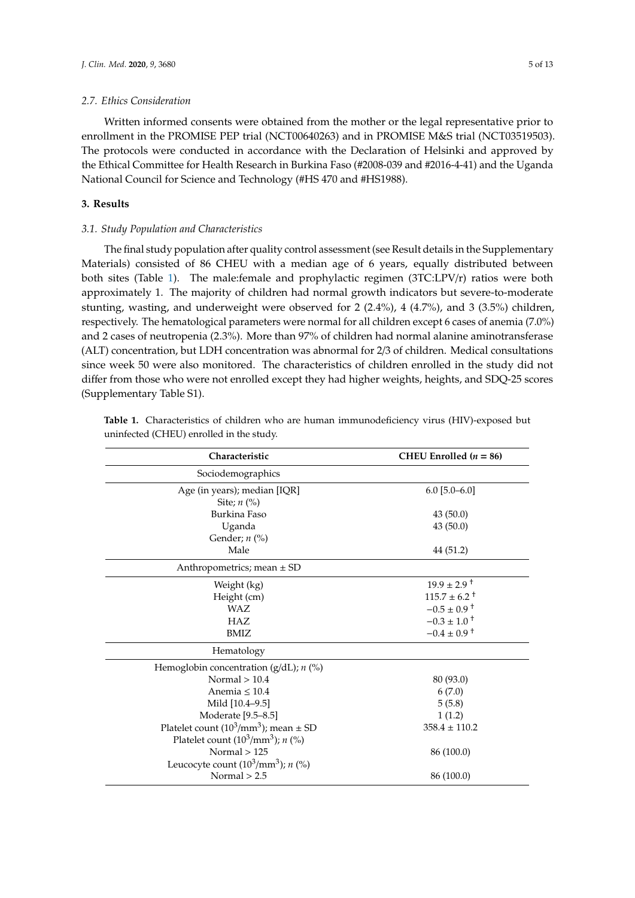### 2.7. Ethics Consideration

Written informed consents were obtained from the mother or the legal representative prior to enrollment in the PROMISE PEP trial (NCT00640263) and in PROMISE M&S trial (NCT03519503). The protocols were conducted in accordance with the Declaration of Helsinki and approved by the Ethical Committee for Health Research in Burkina Faso (#2008-039 and #2016-4-41) and the Uganda National Council for Science and Technology (#HS 470 and #HS1988).

## 3. Results

### 3.1. Study Population and Characteristics

The final study population after quality control assessment (see Result details in the Supplementary Materials) consisted of 86 CHEU with a median age of 6 years, equally distributed between both sites (Table 1). The male:female and prophylactic regimen (3TC:LPV/r) ratios were both approximately 1. The majority of children had normal growth indicators but severe-to-moderate stunting, wasting, and underweight were observed for 2 (2.4%), 4 (4.7%), and 3 (3.5%) children, respectively. The hematological parameters were normal for all children except 6 cases of anemia (7.0%) and 2 cases of neutropenia (2.3%). More than 97% of children had normal alanine aminotransferase (ALT) concentration, but LDH concentration was abnormal for 2/3 of children. Medical consultations since week 50 were also monitored. The characteristics of children enrolled in the study did not differ from those who were not enrolled except they had higher weights, heights, and SDQ-25 scores (Supplementary Table S1).

**Table 1.** Characteristics of children who are human immunodeficiency virus (HIV)-exposed but uninfected (CHEU) enrolled in the study.

| Characteristic | CHEU Enrolled (*n* = 86) |
|---|---|
| Sociodemographics | |
| Age (in years); median [IQR] | 6.0 [5.0–6.0] |
| Site; *n* (%) | |
| Burkina Faso | 43 (50.0) |
| Uganda | 43 (50.0) |
| Gender; *n* (%) | |
| Male | 44 (51.2) |
| Anthropometrics; mean ± SD | |
| Weight (kg) | 19.9 ± 2.9 † |
| Height (cm) | 115.7 ± 6.2 † |
| WAZ | −0.5 ± 0.9 † |
| HAZ | −0.3 ± 1.0 † |
| BMIZ | −0.4 ± 0.9 † |
| Hematology | |
| Hemoglobin concentration (g/dL); *n* (%) | |
| Normal > 10.4 | 80 (93.0) |
| Anemia ≤ 10.4 | 6 (7.0) |
| Mild [10.4–9.5] | 5 (5.8) |
| Moderate [9.5–8.5] | 1 (1.2) |
| Platelet count ($10^3$/mm$^3$); mean ± SD | 358.4 ± 110.2 |
| Platelet count ($10^3$/mm$^3$); *n* (%) | |
| Normal > 125 | 86 (100.0) |
| Leucocyte count ($10^3$/mm$^3$); *n* (%) | |
| Normal > 2.5 | 86 (100.0) |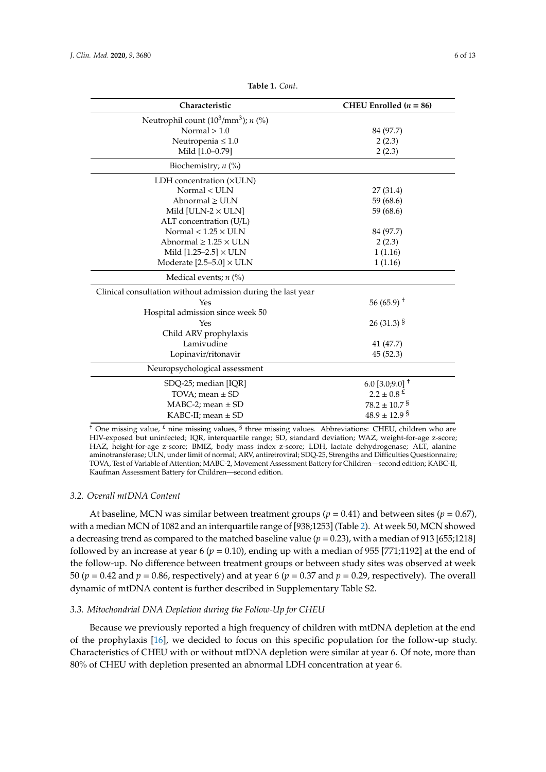**Table 1.** *Cont*.

| Characteristic | CHEU Enrolled (*n* = 86) |
| --- | --- |
| Neutrophil count ($10^3$/mm$^3$); *n* (%) | |
| Normal > 1.0 | 84 (97.7) |
| Neutropenia ≤ 1.0 | 2 (2.3) |
| Mild [1.0–0.79] | 2 (2.3) |
| Biochemistry; *n* (%) | |
| LDH concentration (×ULN) | |
| Normal < ULN | 27 (31.4) |
| Abnormal ≥ ULN | 59 (68.6) |
| Mild [ULN-2 × ULN] | 59 (68.6) |
| ALT concentration (U/L) | |
| Normal < 1.25 × ULN | 84 (97.7) |
| Abnormal ≥ 1.25 × ULN | 2 (2.3) |
| Mild [1.25–2.5] × ULN | 1 (1.16) |
| Moderate [2.5–5.0] × ULN | 1 (1.16) |
| Medical events; *n* (%) | |
| Clinical consultation without admission during the last year | |
| Yes | 56 (65.9) † |
| Hospital admission since week 50 | |
| Yes | 26 (31.3) § |
| Child ARV prophylaxis | |
| Lamivudine | 41 (47.7) |
| Lopinavir/ritonavir | 45 (52.3) |
| Neuropsychological assessment | |
| SDQ-25; median [IQR] | 6.0 [3.0;9.0] † |
| TOVA; mean ± SD | 2.2 ± 0.8 £ |
| MABC-2; mean ± SD | 78.2 ± 10.7 § |
| KABC-II; mean ± SD | 48.9 ± 12.9 § |

† One missing value, £ nine missing values, § three missing values. Abbreviations: CHEU, children who are HIV-exposed but uninfected; IQR, interquartile range; SD, standard deviation; WAZ, weight-for-age z-score; HAZ, height-for-age z-score; BMIZ, body mass index z-score; LDH, lactate dehydrogenase; ALT, alanine aminotransferase; ULN, under limit of normal; ARV, antiretroviral; SDQ-25, Strengths and Difficulties Questionnaire; TOVA, Test of Variable of Attention; MABC-2, Movement Assessment Battery for Children—second edition; KABC-II, Kaufman Assessment Battery for Children—second edition.

### 3.2. Overall mtDNA Content

At baseline, MCN was similar between treatment groups ($p = 0.41$) and between sites ($p = 0.67$), with a median MCN of 1082 and an interquartile range of [938;1253] (Table 2). At week 50, MCN showed a decreasing trend as compared to the matched baseline value ($p = 0.23$), with a median of 913 [655;1218] followed by an increase at year 6 ($p = 0.10$), ending up with a median of 955 [771;1192] at the end of the follow-up. No difference between treatment groups or between study sites was observed at week 50 ($p = 0.42$ and $p = 0.86$, respectively) and at year 6 ($p = 0.37$ and $p = 0.29$, respectively). The overall dynamic of mtDNA content is further described in Supplementary Table S2.

### 3.3. Mitochondrial DNA Depletion during the Follow-Up for CHEU

Because we previously reported a high frequency of children with mtDNA depletion at the end of the prophylaxis [16], we decided to focus on this specific population for the follow-up study. Characteristics of CHEU with or without mtDNA depletion were similar at year 6. Of note, more than 80% of CHEU with depletion presented an abnormal LDH concentration at year 6.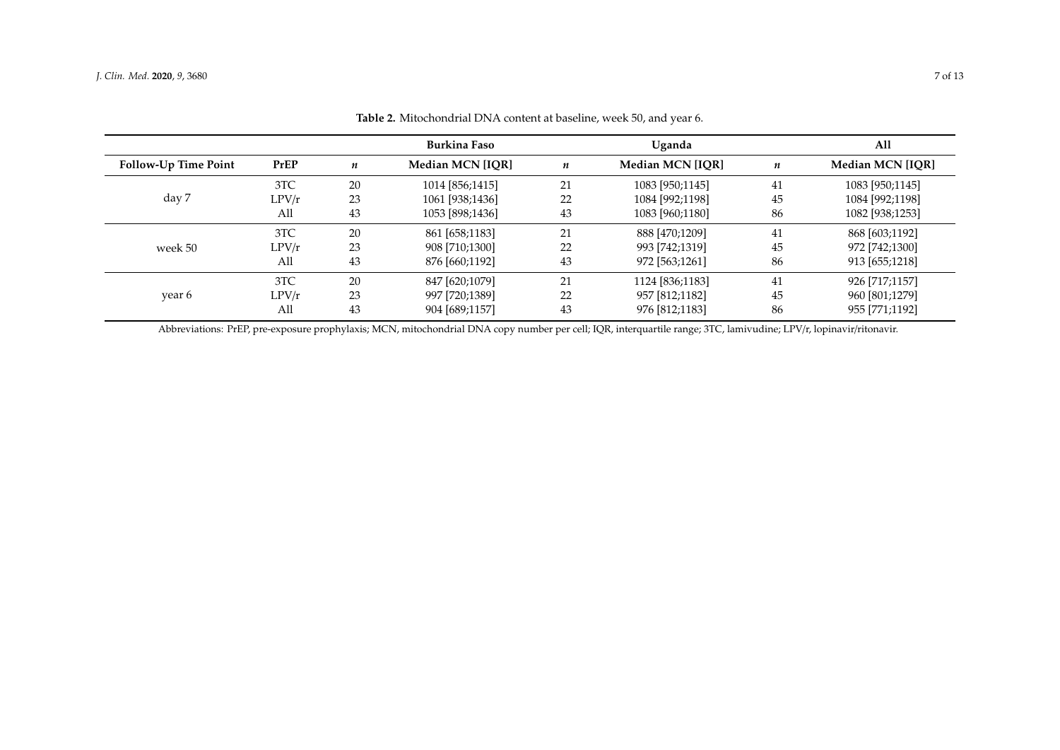**Table 2.** Mitochondrial DNA content at baseline, week 50, and year 6.

| | | Burkina Faso | | Uganda | | All | |
|---|---|---|---|---|---|---|---|
| **Follow-Up Time Point** | **PrEP** | ***n*** | **Median MCN [IQR]** | ***n*** | **Median MCN [IQR]** | ***n*** | **Median MCN [IQR]** |
| day 7 | 3TC | 20 | 1014 [856;1415] | 21 | 1083 [950;1145] | 41 | 1083 [950;1145] |
| | LPV/r | 23 | 1061 [938;1436] | 22 | 1084 [992;1198] | 45 | 1084 [992;1198] |
| | All | 43 | 1053 [898;1436] | 43 | 1083 [960;1180] | 86 | 1082 [938;1253] |
| week 50 | 3TC | 20 | 861 [658;1183] | 21 | 888 [470;1209] | 41 | 868 [603;1192] |
| | LPV/r | 23 | 908 [710;1300] | 22 | 993 [742;1319] | 45 | 972 [742;1300] |
| | All | 43 | 876 [660;1192] | 43 | 972 [563;1261] | 86 | 913 [655;1218] |
| year 6 | 3TC | 20 | 847 [620;1079] | 21 | 1124 [836;1183] | 41 | 926 [717;1157] |
| | LPV/r | 23 | 997 [720;1389] | 22 | 957 [812;1182] | 45 | 960 [801;1279] |
| | All | 43 | 904 [689;1157] | 43 | 976 [812;1183] | 86 | 955 [771;1192] |

Abbreviations: PrEP, pre-exposure prophylaxis; MCN, mitochondrial DNA copy number per cell; IQR, interquartile range; 3TC, lamivudine; LPV/r, lopinavir/ritonavir.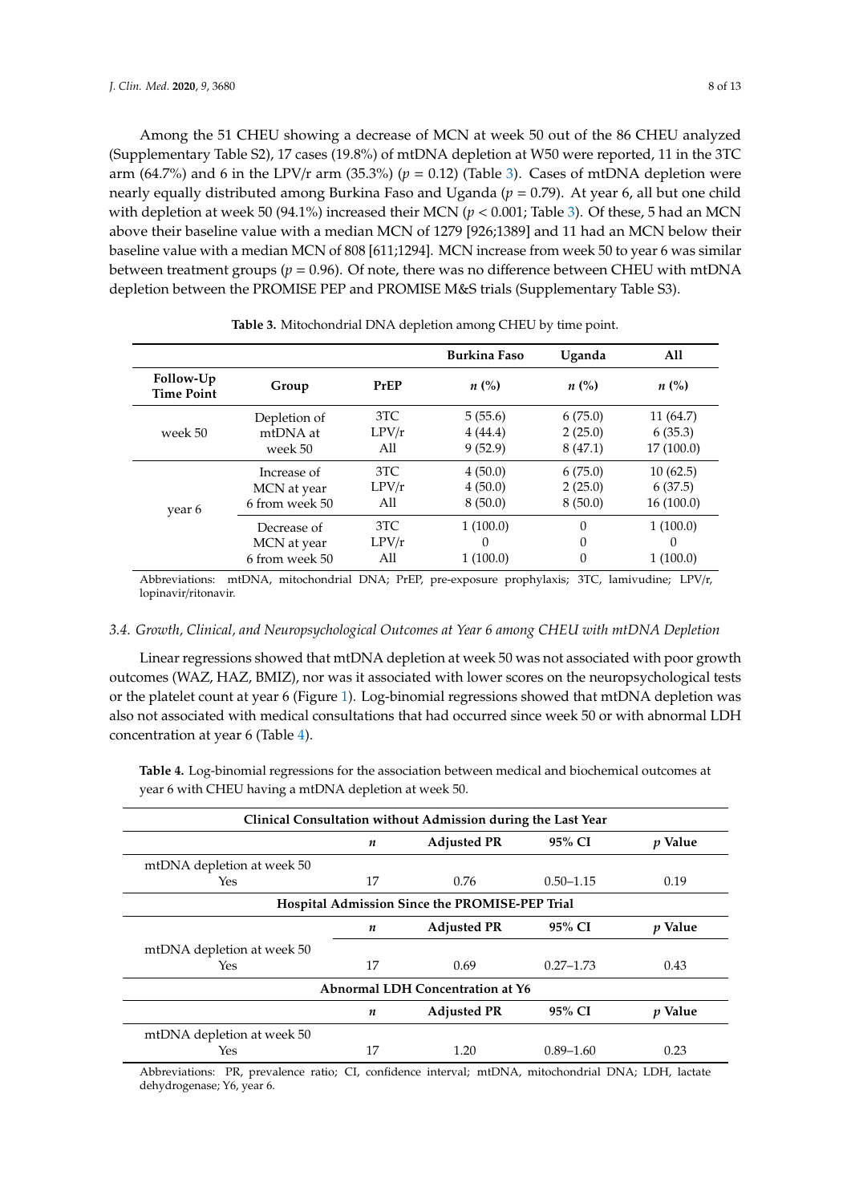Among the 51 CHEU showing a decrease of MCN at week 50 out of the 86 CHEU analyzed (Supplementary Table S2), 17 cases (19.8%) of mtDNA depletion at W50 were reported, 11 in the 3TC arm (64.7%) and 6 in the LPV/r arm (35.3%) ($p = 0.12$) (Table 3). Cases of mtDNA depletion were nearly equally distributed among Burkina Faso and Uganda ($p = 0.79$). At year 6, all but one child with depletion at week 50 (94.1%) increased their MCN ($p < 0.001$; Table 3). Of these, 5 had an MCN above their baseline value with a median MCN of 1279 [926;1389] and 11 had an MCN below their baseline value with a median MCN of 808 [611;1294]. MCN increase from week 50 to year 6 was similar between treatment groups ($p = 0.96$). Of note, there was no difference between CHEU with mtDNA depletion between the PROMISE PEP and PROMISE M&S trials (Supplementary Table S3).

**Table 3.** Mitochondrial DNA depletion among CHEU by time point.

| | | | Burkina Faso | Uganda | All |
|---|---|---|---|---|---|
| **Follow-Up Time Point** | **Group** | **PrEP** | ***n* (%)** | ***n* (%)** | ***n* (%)** |
| week 50 | Depletion of mtDNA at week 50 | 3TC | 5 (55.6) | 6 (75.0) | 11 (64.7) |
| | | LPV/r | 4 (44.4) | 2 (25.0) | 6 (35.3) |
| | | All | 9 (52.9) | 8 (47.1) | 17 (100.0) |
| year 6 | Increase of MCN at year 6 from week 50 | 3TC | 4 (50.0) | 6 (75.0) | 10 (62.5) |
| | | LPV/r | 4 (50.0) | 2 (25.0) | 6 (37.5) |
| | | All | 8 (50.0) | 8 (50.0) | 16 (100.0) |
| | Decrease of MCN at year 6 from week 50 | 3TC | 1 (100.0) | 0 | 1 (100.0) |
| | | LPV/r | 0 | 0 | 0 |
| | | All | 1 (100.0) | 0 | 1 (100.0) |

Abbreviations: mtDNA, mitochondrial DNA; PrEP, pre-exposure prophylaxis; 3TC, lamivudine; LPV/r, lopinavir/ritonavir.

### *3.4. Growth, Clinical, and Neuropsychological Outcomes at Year 6 among CHEU with mtDNA Depletion*

Linear regressions showed that mtDNA depletion at week 50 was not associated with poor growth outcomes (WAZ, HAZ, BMIZ), nor was it associated with lower scores on the neuropsychological tests or the platelet count at year 6 (Figure 1). Log-binomial regressions showed that mtDNA depletion was also not associated with medical consultations that had occurred since week 50 or with abnormal LDH concentration at year 6 (Table 4).

**Table 4.** Log-binomial regressions for the association between medical and biochemical outcomes at year 6 with CHEU having a mtDNA depletion at week 50.

| **Clinical Consultation without Admission during the Last Year** | | | | |
|---|---|---|---|---|
| | ***n*** | **Adjusted PR** | **95% CI** | ***p* Value** |
| mtDNA depletion at week 50 Yes | 17 | 0.76 | 0.50–1.15 | 0.19 |
| **Hospital Admission Since the PROMISE-PEP Trial** | | | | |
| | ***n*** | **Adjusted PR** | **95% CI** | ***p* Value** |
| mtDNA depletion at week 50 Yes | 17 | 0.69 | 0.27–1.73 | 0.43 |
| **Abnormal LDH Concentration at Y6** | | | | |
| | ***n*** | **Adjusted PR** | **95% CI** | ***p* Value** |
| mtDNA depletion at week 50 Yes | 17 | 1.20 | 0.89–1.60 | 0.23 |

Abbreviations: PR, prevalence ratio; CI, confidence interval; mtDNA, mitochondrial DNA; LDH, lactate dehydrogenase; Y6, year 6.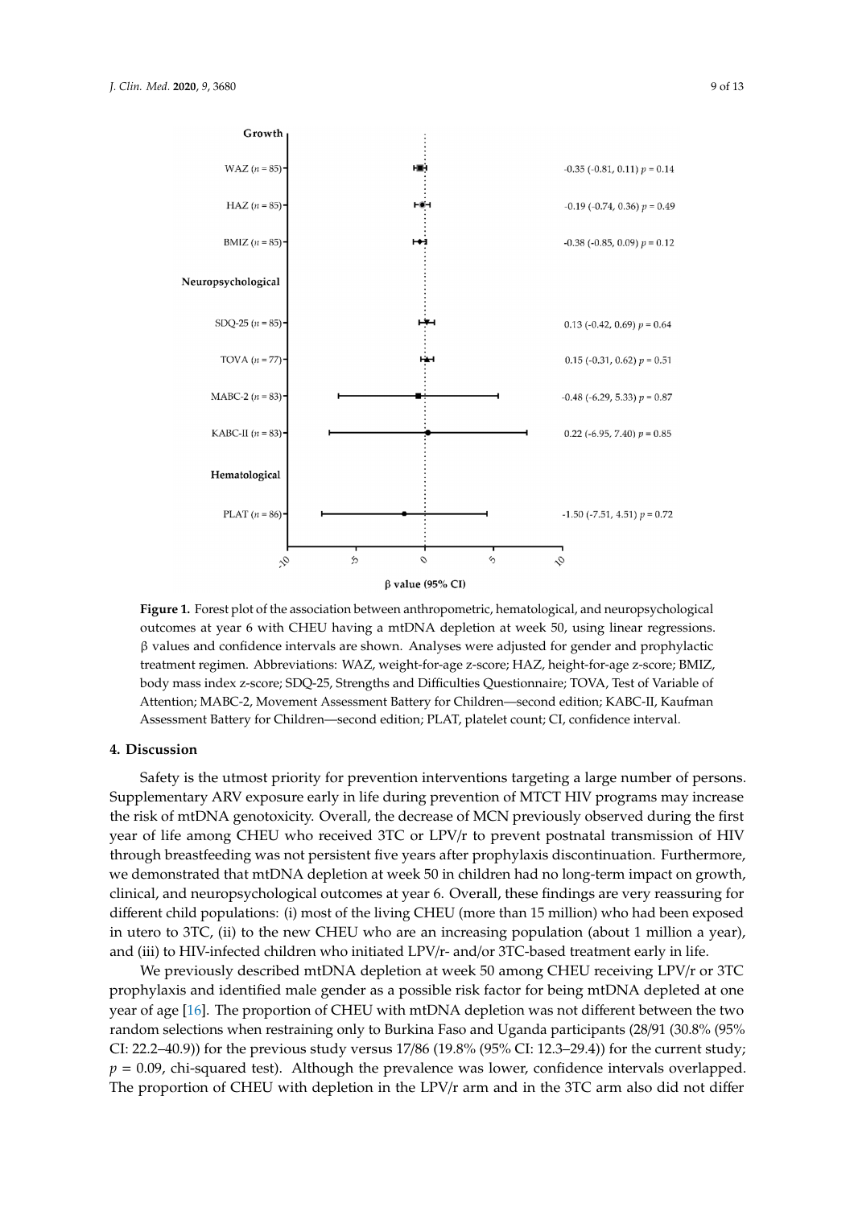**Figure 1.** Forest plot of the association between anthropometric, hematological, and neuropsychological outcomes at year 6 with CHEU having a mtDNA depletion at week 50, using linear regressions. β values and confidence intervals are shown. Analyses were adjusted for gender and prophylactic treatment regimen. Abbreviations: WAZ, weight-for-age z-score; HAZ, height-for-age z-score; BMIZ, body mass index z-score; SDQ-25, Strengths and Difficulties Questionnaire; TOVA, Test of Variable of Attention; MABC-2, Movement Assessment Battery for Children—second edition; KABC-II, Kaufman Assessment Battery for Children—second edition; PLAT, platelet count; CI, confidence interval.

## 4. Discussion

Safety is the utmost priority for prevention interventions targeting a large number of persons. Supplementary ARV exposure early in life during prevention of MTCT HIV programs may increase the risk of mtDNA genotoxicity. Overall, the decrease of MCN previously observed during the first year of life among CHEU who received 3TC or LPV/r to prevent postnatal transmission of HIV through breastfeeding was not persistent five years after prophylaxis discontinuation. Furthermore, we demonstrated that mtDNA depletion at week 50 in children had no long-term impact on growth, clinical, and neuropsychological outcomes at year 6. Overall, these findings are very reassuring for different child populations: (i) most of the living CHEU (more than 15 million) who had been exposed in utero to 3TC, (ii) to the new CHEU who are an increasing population (about 1 million a year), and (iii) to HIV-infected children who initiated LPV/r- and/or 3TC-based treatment early in life.

We previously described mtDNA depletion at week 50 among CHEU receiving LPV/r or 3TC prophylaxis and identified male gender as a possible risk factor for being mtDNA depleted at one year of age [16]. The proportion of CHEU with mtDNA depletion was not different between the two random selections when restraining only to Burkina Faso and Uganda participants (28/91 (30.8% (95% CI: 22.2–40.9)) for the previous study versus 17/86 (19.8% (95% CI: 12.3–29.4)) for the current study; $p = 0.09$, chi-squared test). Although the prevalence was lower, confidence intervals overlapped. The proportion of CHEU with depletion in the LPV/r arm and in the 3TC arm also did not differ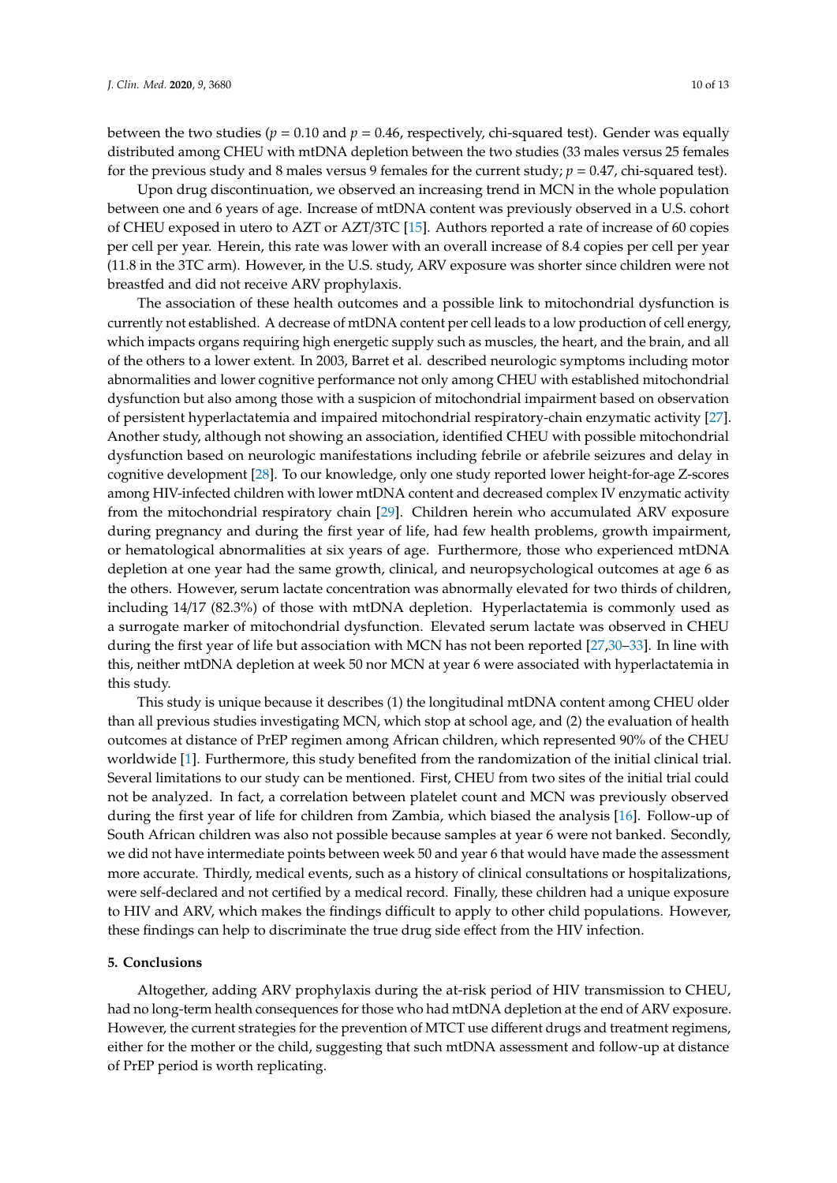between the two studies ($p = 0.10$ and $p = 0.46$, respectively, chi-squared test). Gender was equally distributed among CHEU with mtDNA depletion between the two studies (33 males versus 25 females for the previous study and 8 males versus 9 females for the current study; $p = 0.47$, chi-squared test).

Upon drug discontinuation, we observed an increasing trend in MCN in the whole population between one and 6 years of age. Increase of mtDNA content was previously observed in a U.S. cohort of CHEU exposed in utero to AZT or AZT/3TC [15]. Authors reported a rate of increase of 60 copies per cell per year. Herein, this rate was lower with an overall increase of 8.4 copies per cell per year (11.8 in the 3TC arm). However, in the U.S. study, ARV exposure was shorter since children were not breastfed and did not receive ARV prophylaxis.

The association of these health outcomes and a possible link to mitochondrial dysfunction is currently not established. A decrease of mtDNA content per cell leads to a low production of cell energy, which impacts organs requiring high energetic supply such as muscles, the heart, and the brain, and all of the others to a lower extent. In 2003, Barret et al. described neurologic symptoms including motor abnormalities and lower cognitive performance not only among CHEU with established mitochondrial dysfunction but also among those with a suspicion of mitochondrial impairment based on observation of persistent hyperlactatemia and impaired mitochondrial respiratory-chain enzymatic activity [27]. Another study, although not showing an association, identified CHEU with possible mitochondrial dysfunction based on neurologic manifestations including febrile or afebrile seizures and delay in cognitive development [28]. To our knowledge, only one study reported lower height-for-age Z-scores among HIV-infected children with lower mtDNA content and decreased complex IV enzymatic activity from the mitochondrial respiratory chain [29]. Children herein who accumulated ARV exposure during pregnancy and during the first year of life, had few health problems, growth impairment, or hematological abnormalities at six years of age. Furthermore, those who experienced mtDNA depletion at one year had the same growth, clinical, and neuropsychological outcomes at age 6 as the others. However, serum lactate concentration was abnormally elevated for two thirds of children, including 14/17 (82.3%) of those with mtDNA depletion. Hyperlactatemia is commonly used as a surrogate marker of mitochondrial dysfunction. Elevated serum lactate was observed in CHEU during the first year of life but association with MCN has not been reported [27,30–33]. In line with this, neither mtDNA depletion at week 50 nor MCN at year 6 were associated with hyperlactatemia in this study.

This study is unique because it describes (1) the longitudinal mtDNA content among CHEU older than all previous studies investigating MCN, which stop at school age, and (2) the evaluation of health outcomes at distance of PrEP regimen among African children, which represented 90% of the CHEU worldwide [1]. Furthermore, this study benefited from the randomization of the initial clinical trial. Several limitations to our study can be mentioned. First, CHEU from two sites of the initial trial could not be analyzed. In fact, a correlation between platelet count and MCN was previously observed during the first year of life for children from Zambia, which biased the analysis [16]. Follow-up of South African children was also not possible because samples at year 6 were not banked. Secondly, we did not have intermediate points between week 50 and year 6 that would have made the assessment more accurate. Thirdly, medical events, such as a history of clinical consultations or hospitalizations, were self-declared and not certified by a medical record. Finally, these children had a unique exposure to HIV and ARV, which makes the findings difficult to apply to other child populations. However, these findings can help to discriminate the true drug side effect from the HIV infection.

## 5. Conclusions

Altogether, adding ARV prophylaxis during the at-risk period of HIV transmission to CHEU, had no long-term health consequences for those who had mtDNA depletion at the end of ARV exposure. However, the current strategies for the prevention of MTCT use different drugs and treatment regimens, either for the mother or the child, suggesting that such mtDNA assessment and follow-up at distance of PrEP period is worth replicating.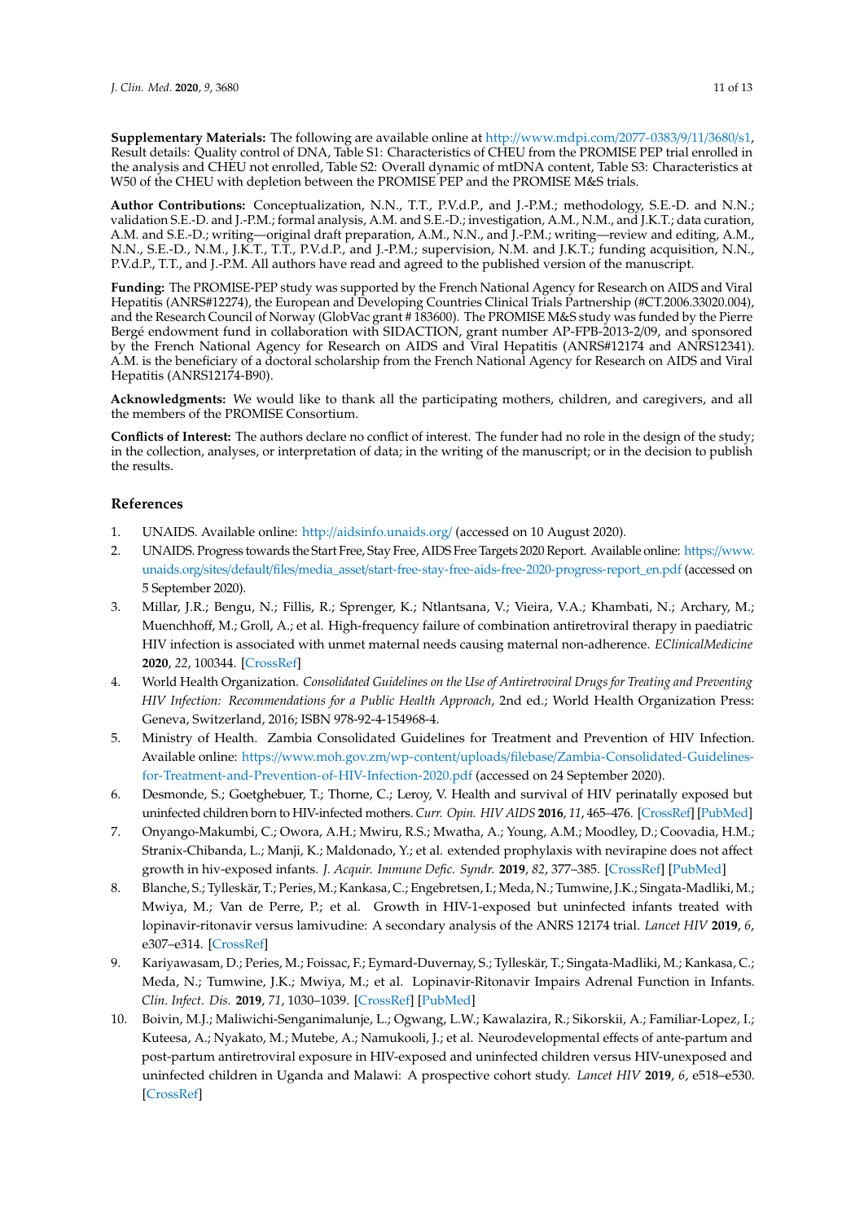**Supplementary Materials:** The following are available online at http://www.mdpi.com/2077-0383/9/11/3680/s1, Result details: Quality control of DNA, Table S1: Characteristics of CHEU from the PROMISE PEP trial enrolled in the analysis and CHEU not enrolled, Table S2: Overall dynamic of mtDNA content, Table S3: Characteristics at W50 of the CHEU with depletion between the PROMISE PEP and the PROMISE M&S trials.

**Author Contributions:** Conceptualization, N.N., T.T., P.V.d.P., and J.-P.M.; methodology, S.E.-D. and N.N.; validation S.E.-D. and J.-P.M.; formal analysis, A.M. and S.E.-D.; investigation, A.M., N.M., and J.K.T.; data curation, A.M. and S.E.-D.; writing—original draft preparation, A.M., N.N., and J.-P.M.; writing—review and editing, A.M., N.N., S.E.-D., N.M., J.K.T., T.T., P.V.d.P., and J.-P.M.; supervision, N.M. and J.K.T.; funding acquisition, N.N., P.V.d.P., T.T., and J.-P.M. All authors have read and agreed to the published version of the manuscript.

**Funding:** The PROMISE-PEP study was supported by the French National Agency for Research on AIDS and Viral Hepatitis (ANRS#12274), the European and Developing Countries Clinical Trials Partnership (#CT.2006.33020.004), and the Research Council of Norway (GlobVac grant # 183600). The PROMISE M&S study was funded by the Pierre Bergé endowment fund in collaboration with SIDACTION, grant number AP-FPB-2013-2/09, and sponsored by the French National Agency for Research on AIDS and Viral Hepatitis (ANRS#12174 and ANRS12341). A.M. is the beneficiary of a doctoral scholarship from the French National Agency for Research on AIDS and Viral Hepatitis (ANRS12174-B90).

**Acknowledgments:** We would like to thank all the participating mothers, children, and caregivers, and all the members of the PROMISE Consortium.

**Conflicts of Interest:** The authors declare no conflict of interest. The funder had no role in the design of the study; in the collection, analyses, or interpretation of data; in the writing of the manuscript; or in the decision to publish the results.

## References

1. UNAIDS. Available online: http://aidsinfo.unaids.org/ (accessed on 10 August 2020).
2. UNAIDS. Progress towards the Start Free, Stay Free, AIDS Free Targets 2020 Report. Available online: https://www.unaids.org/sites/default/files/media_asset/start-free-stay-free-aids-free-2020-progress-report_en.pdf (accessed on 5 September 2020).
3. Millar, J.R.; Bengu, N.; Fillis, R.; Sprenger, K.; Ntlantsana, V.; Vieira, V.A.; Khambati, N.; Archary, M.; Muenchhoff, M.; Groll, A.; et al. High-frequency failure of combination antiretroviral therapy in paediatric HIV infection is associated with unmet maternal needs causing maternal non-adherence. *EClinicalMedicine* **2020**, *22*, 100344. [CrossRef]
4. World Health Organization. *Consolidated Guidelines on the Use of Antiretroviral Drugs for Treating and Preventing HIV Infection: Recommendations for a Public Health Approach*, 2nd ed.; World Health Organization Press: Geneva, Switzerland, 2016; ISBN 978-92-4-154968-4.
5. Ministry of Health. Zambia Consolidated Guidelines for Treatment and Prevention of HIV Infection. Available online: https://www.moh.gov.zm/wp-content/uploads/filebase/Zambia-Consolidated-Guidelines-for-Treatment-and-Prevention-of-HIV-Infection-2020.pdf (accessed on 24 September 2020).
6. Desmonde, S.; Goetghebuer, T.; Thorne, C.; Leroy, V. Health and survival of HIV perinatally exposed but uninfected children born to HIV-infected mothers. *Curr. Opin. HIV AIDS* **2016**, *11*, 465–476. [CrossRef] [PubMed]
7. Onyango-Makumbi, C.; Owora, A.H.; Mwiru, R.S.; Mwatha, A.; Young, A.M.; Moodley, D.; Coovadia, H.M.; Stranix-Chibanda, L.; Manji, K.; Maldonado, Y.; et al. extended prophylaxis with nevirapine does not affect growth in hiv-exposed infants. *J. Acquir. Immune Defic. Syndr.* **2019**, *82*, 377–385. [CrossRef] [PubMed]
8. Blanche, S.; Tylleskär, T.; Peries, M.; Kankasa, C.; Engebretsen, I.; Meda, N.; Tumwine, J.K.; Singata-Madliki, M.; Mwiya, M.; Van de Perre, P.; et al. Growth in HIV-1-exposed but uninfected infants treated with lopinavir-ritonavir versus lamivudine: A secondary analysis of the ANRS 12174 trial. *Lancet HIV* **2019**, *6*, e307–e314. [CrossRef]
9. Kariyawasam, D.; Peries, M.; Foissac, F.; Eymard-Duvernay, S.; Tylleskär, T.; Singata-Madliki, M.; Kankasa, C.; Meda, N.; Tumwine, J.K.; Mwiya, M.; et al. Lopinavir-Ritonavir Impairs Adrenal Function in Infants. *Clin. Infect. Dis.* **2019**, *71*, 1030–1039. [CrossRef] [PubMed]
10. Boivin, M.J.; Maliwichi-Senganimalunje, L.; Ogwang, L.W.; Kawalazira, R.; Sikorskii, A.; Familiar-Lopez, I.; Kuteesa, A.; Nyakato, M.; Mutebe, A.; Namukooli, J.; et al. Neurodevelopmental effects of ante-partum and post-partum antiretroviral exposure in HIV-exposed and uninfected children versus HIV-unexposed and uninfected children in Uganda and Malawi: A prospective cohort study. *Lancet HIV* **2019**, *6*, e518–e530. [CrossRef]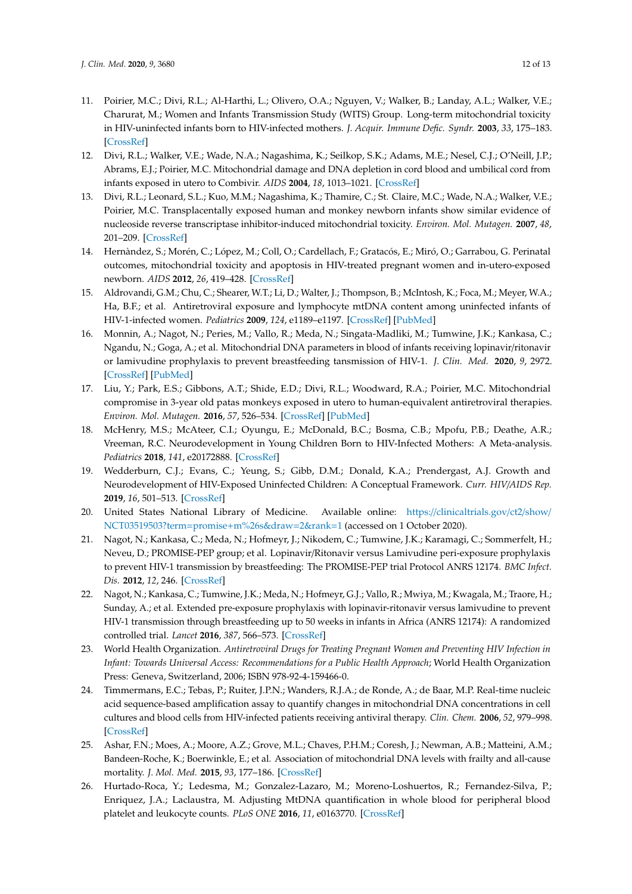11. Poirier, M.C.; Divi, R.L.; Al-Harthi, L.; Olivero, O.A.; Nguyen, V.; Walker, B.; Landay, A.L.; Walker, V.E.; Charurat, M.; Women and Infants Transmission Study (WITS) Group. Long-term mitochondrial toxicity in HIV-uninfected infants born to HIV-infected mothers. *J. Acquir. Immune Defic. Syndr.* **2003**, *33*, 175–183. [CrossRef]
12. Divi, R.L.; Walker, V.E.; Wade, N.A.; Nagashima, K.; Seilkop, S.K.; Adams, M.E.; Nesel, C.J.; O'Neill, J.P.; Abrams, E.J.; Poirier, M.C. Mitochondrial damage and DNA depletion in cord blood and umbilical cord from infants exposed in utero to Combivir. *AIDS* **2004**, *18*, 1013–1021. [CrossRef]
13. Divi, R.L.; Leonard, S.L.; Kuo, M.M.; Nagashima, K.; Thamire, C.; St. Claire, M.C.; Wade, N.A.; Walker, V.E.; Poirier, M.C. Transplacentally exposed human and monkey newborn infants show similar evidence of nucleoside reverse transcriptase inhibitor-induced mitochondrial toxicity. *Environ. Mol. Mutagen.* **2007**, *48*, 201–209. [CrossRef]
14. Hernàndez, S.; Morén, C.; López, M.; Coll, O.; Cardellach, F.; Gratacós, E.; Miró, O.; Garrabou, G. Perinatal outcomes, mitochondrial toxicity and apoptosis in HIV-treated pregnant women and in-utero-exposed newborn. *AIDS* **2012**, *26*, 419–428. [CrossRef]
15. Aldrovandi, G.M.; Chu, C.; Shearer, W.T.; Li, D.; Walter, J.; Thompson, B.; McIntosh, K.; Foca, M.; Meyer, W.A.; Ha, B.F.; et al. Antiretroviral exposure and lymphocyte mtDNA content among uninfected infants of HIV-1-infected women. *Pediatrics* **2009**, *124*, e1189–e1197. [CrossRef] [PubMed]
16. Monnin, A.; Nagot, N.; Peries, M.; Vallo, R.; Meda, N.; Singata-Madliki, M.; Tumwine, J.K.; Kankasa, C.; Ngandu, N.; Goga, A.; et al. Mitochondrial DNA parameters in blood of infants receiving lopinavir/ritonavir or lamivudine prophylaxis to prevent breastfeeding tansmission of HIV-1. *J. Clin. Med.* **2020**, *9*, 2972. [CrossRef] [PubMed]
17. Liu, Y.; Park, E.S.; Gibbons, A.T.; Shide, E.D.; Divi, R.L.; Woodward, R.A.; Poirier, M.C. Mitochondrial compromise in 3-year old patas monkeys exposed in utero to human-equivalent antiretroviral therapies. *Environ. Mol. Mutagen.* **2016**, *57*, 526–534. [CrossRef] [PubMed]
18. McHenry, M.S.; McAteer, C.I.; Oyungu, E.; McDonald, B.C.; Bosma, C.B.; Mpofu, P.B.; Deathe, A.R.; Vreeman, R.C. Neurodevelopment in Young Children Born to HIV-Infected Mothers: A Meta-analysis. *Pediatrics* **2018**, *141*, e20172888. [CrossRef]
19. Wedderburn, C.J.; Evans, C.; Yeung, S.; Gibb, D.M.; Donald, K.A.; Prendergast, A.J. Growth and Neurodevelopment of HIV-Exposed Uninfected Children: A Conceptual Framework. *Curr. HIV/AIDS Rep.* **2019**, *16*, 501–513. [CrossRef]
20. United States National Library of Medicine. Available online: https://clinicaltrials.gov/ct2/show/NCT03519503?term=promise+m%26s&draw=2&rank=1 (accessed on 1 October 2020).
21. Nagot, N.; Kankasa, C.; Meda, N.; Hofmeyr, J.; Nikodem, C.; Tumwine, J.K.; Karamagi, C.; Sommerfelt, H.; Neveu, D.; PROMISE-PEP group; et al. Lopinavir/Ritonavir versus Lamivudine peri-exposure prophylaxis to prevent HIV-1 transmission by breastfeeding: The PROMISE-PEP trial Protocol ANRS 12174. *BMC Infect. Dis.* **2012**, *12*, 246. [CrossRef]
22. Nagot, N.; Kankasa, C.; Tumwine, J.K.; Meda, N.; Hofmeyr, G.J.; Vallo, R.; Mwiya, M.; Kwagala, M.; Traore, H.; Sunday, A.; et al. Extended pre-exposure prophylaxis with lopinavir-ritonavir versus lamivudine to prevent HIV-1 transmission through breastfeeding up to 50 weeks in infants in Africa (ANRS 12174): A randomized controlled trial. *Lancet* **2016**, *387*, 566–573. [CrossRef]
23. World Health Organization. *Antiretroviral Drugs for Treating Pregnant Women and Preventing HIV Infection in Infant: Towards Universal Access: Recommendations for a Public Health Approach*; World Health Organization Press: Geneva, Switzerland, 2006; ISBN 978-92-4-159466-0.
24. Timmermans, E.C.; Tebas, P.; Ruiter, J.P.N.; Wanders, R.J.A.; de Ronde, A.; de Baar, M.P. Real-time nucleic acid sequence-based amplification assay to quantify changes in mitochondrial DNA concentrations in cell cultures and blood cells from HIV-infected patients receiving antiviral therapy. *Clin. Chem.* **2006**, *52*, 979–998. [CrossRef]
25. Ashar, F.N.; Moes, A.; Moore, A.Z.; Grove, M.L.; Chaves, P.H.M.; Coresh, J.; Newman, A.B.; Matteini, A.M.; Bandeen-Roche, K.; Boerwinkle, E.; et al. Association of mitochondrial DNA levels with frailty and all-cause mortality. *J. Mol. Med.* **2015**, *93*, 177–186. [CrossRef]
26. Hurtado-Roca, Y.; Ledesma, M.; Gonzalez-Lazaro, M.; Moreno-Loshuertos, R.; Fernandez-Silva, P.; Enriquez, J.A.; Laclaustra, M. Adjusting MtDNA quantification in whole blood for peripheral blood platelet and leukocyte counts. *PLoS ONE* **2016**, *11*, e0163770. [CrossRef]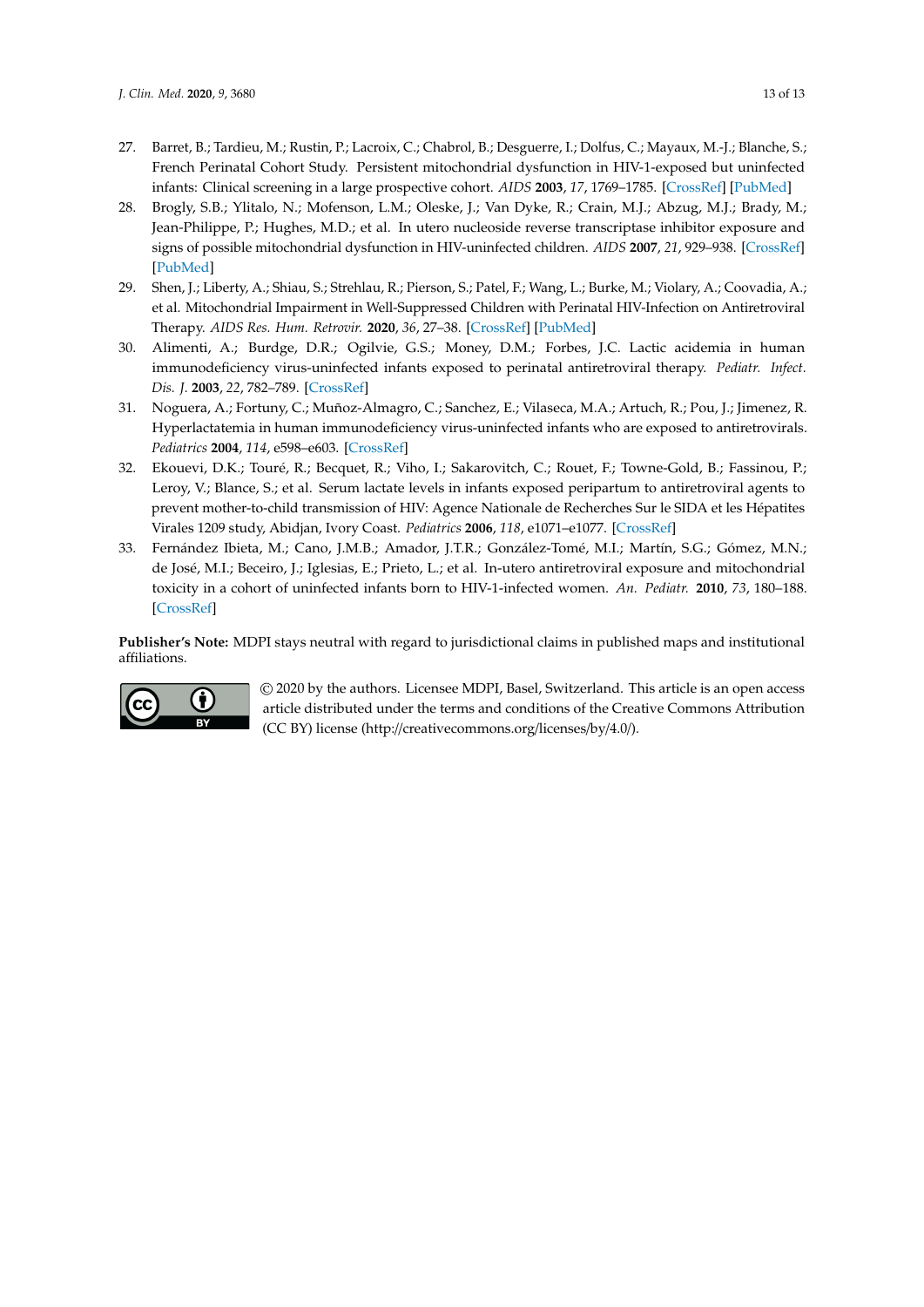27. Barret, B.; Tardieu, M.; Rustin, P.; Lacroix, C.; Chabrol, B.; Desguerre, I.; Dolfus, C.; Mayaux, M.-J.; Blanche, S.; French Perinatal Cohort Study. Persistent mitochondrial dysfunction in HIV-1-exposed but uninfected infants: Clinical screening in a large prospective cohort. *AIDS* **2003**, *17*, 1769–1785. [CrossRef] [PubMed]
28. Brogly, S.B.; Ylitalo, N.; Mofenson, L.M.; Oleske, J.; Van Dyke, R.; Crain, M.J.; Abzug, M.J.; Brady, M.; Jean-Philippe, P.; Hughes, M.D.; et al. In utero nucleoside reverse transcriptase inhibitor exposure and signs of possible mitochondrial dysfunction in HIV-uninfected children. *AIDS* **2007**, *21*, 929–938. [CrossRef] [PubMed]
29. Shen, J.; Liberty, A.; Shiau, S.; Strehlau, R.; Pierson, S.; Patel, F.; Wang, L.; Burke, M.; Violary, A.; Coovadia, A.; et al. Mitochondrial Impairment in Well-Suppressed Children with Perinatal HIV-Infection on Antiretroviral Therapy. *AIDS Res. Hum. Retrovir.* **2020**, *36*, 27–38. [CrossRef] [PubMed]
30. Alimenti, A.; Burdge, D.R.; Ogilvie, G.S.; Money, D.M.; Forbes, J.C. Lactic acidemia in human immunodeficiency virus-uninfected infants exposed to perinatal antiretroviral therapy. *Pediatr. Infect. Dis. J.* **2003**, *22*, 782–789. [CrossRef]
31. Noguera, A.; Fortuny, C.; Muñoz-Almagro, C.; Sanchez, E.; Vilaseca, M.A.; Artuch, R.; Pou, J.; Jimenez, R. Hyperlactatemia in human immunodeficiency virus-uninfected infants who are exposed to antiretrovirals. *Pediatrics* **2004**, *114*, e598–e603. [CrossRef]
32. Ekouevi, D.K.; Touré, R.; Becquet, R.; Viho, I.; Sakarovitch, C.; Rouet, F.; Towne-Gold, B.; Fassinou, P.; Leroy, V.; Blance, S.; et al. Serum lactate levels in infants exposed peripartum to antiretroviral agents to prevent mother-to-child transmission of HIV: Agence Nationale de Recherches Sur le SIDA et les Hépatites Virales 1209 study, Abidjan, Ivory Coast. *Pediatrics* **2006**, *118*, e1071–e1077. [CrossRef]
33. Fernández Ibieta, M.; Cano, J.M.B.; Amador, J.T.R.; González-Tomé, M.I.; Martín, S.G.; Gómez, M.N.; de José, M.I.; Beceiro, J.; Iglesias, E.; Prieto, L.; et al. In-utero antiretroviral exposure and mitochondrial toxicity in a cohort of uninfected infants born to HIV-1-infected women. *An. Pediatr.* **2010**, *73*, 180–188. [CrossRef]

**Publisher's Note:** MDPI stays neutral with regard to jurisdictional claims in published maps and institutional affiliations.

© 2020 by the authors. Licensee MDPI, Basel, Switzerland. This article is an open access article distributed under the terms and conditions of the Creative Commons Attribution (CC BY) license (http://creativecommons.org/licenses/by/4.0/).